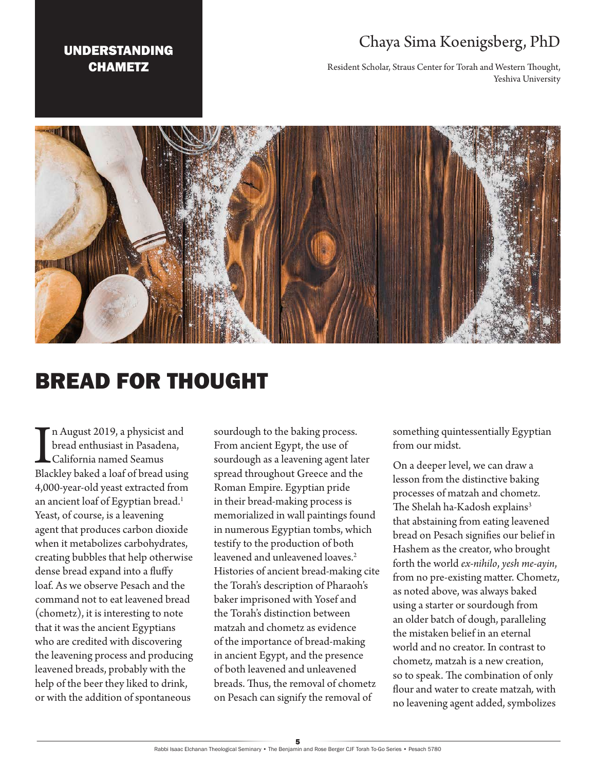## UNDERSTANDING CHAMETZ

Chaya Sima Koenigsberg, PhD

Resident Scholar, Straus Center for Torah and Western Thought, Yeshiva University

# BREAD FOR THOUGHT

In August 2019, a physicist and bread enthusiast in Pasadena, California named Seamus Blackley baked a loaf of bread using 4,000-year-old yeast extracted from an ancient loaf of Egyptian bread.[1] Yeast, of course, is a leavening agent that produces carbon dioxide when it metabolizes carbohydrates, creating bubbles that help otherwise dense bread expand into a fluffy loaf. As we observe Pesach and the command not to eat leavened bread (chometz), it is interesting to note that it was the ancient Egyptians who are credited with discovering the leavening process and producing leavened breads, probably with the help of the beer they liked to drink, or with the addition of spontaneous sourdough to the baking process. From ancient Egypt, the use of sourdough as a leavening agent later spread throughout Greece and the Roman Empire. Egyptian pride in their bread-making process is memorialized in wall paintings found in numerous Egyptian tombs, which testify to the production of both leavened and unleavened loaves.[2] Histories of ancient bread-making cite the Torah's description of Pharaoh's baker imprisoned with Yosef and the Torah's distinction between matzah and chometz as evidence of the importance of bread-making in ancient Egypt, and the presence of both leavened and unleavened breads. Thus, the removal of chometz on Pesach can signify the removal of something quintessentially Egyptian from our midst.

On a deeper level, we can draw a lesson from the distinctive baking processes of matzah and chometz. The Shelah ha-Kadosh explains[3] that abstaining from eating leavened bread on Pesach signifies our belief in Hashem as the creator, who brought forth the world *ex-nihilo*, *yesh me-ayin*, from no pre-existing matter. Chometz, as noted above, was always baked using a starter or sourdough from an older batch of dough, paralleling the mistaken belief in an eternal world and no creator. In contrast to chometz, matzah is a new creation, so to speak. The combination of only flour and water to create matzah, with no leavening agent added, symbolizes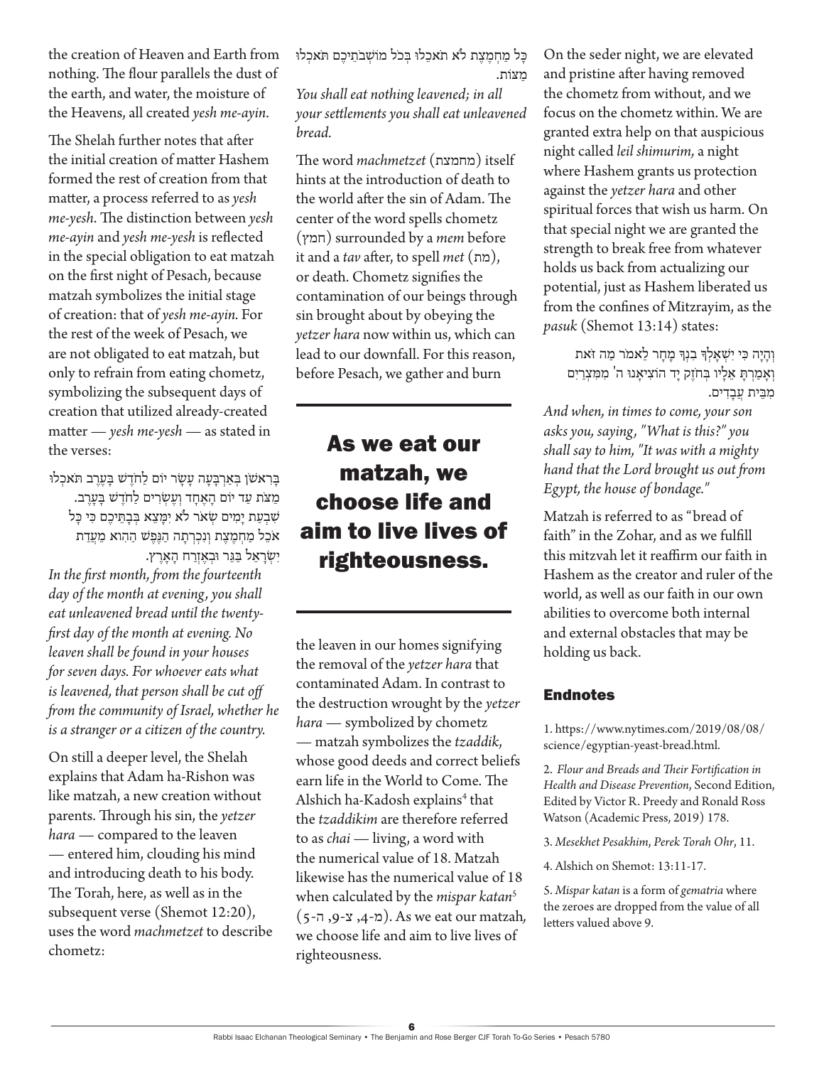the creation of Heaven and Earth from nothing. The flour parallels the dust of the earth, and water, the moisture of the Heavens, all created *yesh me-ayin*.

The Shelah further notes that after the initial creation of matter Hashem formed the rest of creation from that matter, a process referred to as *yesh me-yesh*. The distinction between *yesh me-ayin* and *yesh me-yesh* is reflected in the special obligation to eat matzah on the first night of Pesach, because matzah symbolizes the initial stage of creation: that of *yesh me-ayin.* For the rest of the week of Pesach, we are not obligated to eat matzah, but only to refrain from eating chometz, symbolizing the subsequent days of creation that utilized already-created matter — *yesh me-yesh* — as stated in the verses:

בָּרִאשֹׁן בְּאַרְבָּעָה עָשָׂר יוֹם לַחֹדֶשׁ בָּעֶרֶב תֹּאכְלוּ מַצֹּת עַד יוֹם הָאֶחָד וְעֶשְׂרִים לַחֹדֶשׁ בָּעָרֶב. שִׁבְעַת יָמִים שְׂאֹר לֹא יִמָּצֵא בְּבָתֵּיכֶם כִּי כָּל אֹכֵל מַחְמֶצֶת וְנִכְרְתָה הַנֶּפֶשׁ הַהִוא מֵעֲדַת יִשְׂרָאֵל בַּגֵּר וּבְאֶזְרַח הָאָרֶץ.

*In the first month, from the fourteenth day of the month at evening, you shall eat unleavened bread until the twenty-first day of the month at evening. No leaven shall be found in your houses for seven days. For whoever eats what is leavened, that person shall be cut off from the community of Israel, whether he is a stranger or a citizen of the country.*

On still a deeper level, the Shelah explains that Adam ha-Rishon was like matzah, a new creation without parents. Through his sin, the *yetzer hara* — compared to the leaven — entered him, clouding his mind and introducing death to his body. The Torah, here, as well as in the subsequent verse (Shemot 12:20), uses the word *machmetzet* to describe chometz:

כָּל מַחְמֶצֶת לֹא תֹאכֵלוּ בְּכֹל מוֹשְׁבֹתֵיכֶם תֹּאכְלוּ מַצּוֹת.

*You shall eat nothing leavened; in all your settlements you shall eat unleavened bread.*

The word *machmetzet* (מחמצת) itself hints at the introduction of death to the world after the sin of Adam. The center of the word spells chometz (חמץ) surrounded by a *mem* before it and a *tav* after, to spell *met* (מת), or death. Chometz signifies the contamination of our beings through sin brought about by obeying the *yetzer hara* now within us, which can lead to our downfall. For this reason, before Pesach, we gather and burn the leaven in our homes signifying the removal of the *yetzer hara* that contaminated Adam. In contrast to the destruction wrought by the *yetzer hara* — symbolized by chometz — matzah symbolizes the *tzaddik*, whose good deeds and correct beliefs earn life in the World to Come. The Alshich ha-Kadosh explains[4] that the *tzaddikim* are therefore referred to as *chai* — living, a word with the numerical value of 18. Matzah likewise has the numerical value of 18 when calculated by the *mispar katan*[5] (מ-4, צ-9, ה-5). As we eat our matzah, we choose life and aim to live lives of righteousness.

**As we eat our matzah, we choose life and aim to live lives of righteousness.**

On the seder night, we are elevated and pristine after having removed the chometz from without, and we focus on the chometz within. We are granted extra help on that auspicious night called *leil shimurim,* a night where Hashem grants us protection against the *yetzer hara* and other spiritual forces that wish us harm. On that special night we are granted the strength to break free from whatever holds us back from actualizing our potential, just as Hashem liberated us from the confines of Mitzrayim, as the *pasuk* (Shemot 13:14) states:

וְהָיָה כִּי יִשְׁאָלְךָ בִנְךָ מָחָר לֵאמֹר מַה זֹּאת וְאָמַרְתָּ אֵלָיו בְּחֹזֶק יָד הוֹצִיאָנוּ ה' מִמִּצְרַיִם מִבֵּית עֲבָדִים.

*And when, in times to come, your son asks you, saying, "What is this?" you shall say to him, "It was with a mighty hand that the Lord brought us out from Egypt, the house of bondage."*

Matzah is referred to as "bread of faith" in the Zohar, and as we fulfill this mitzvah let it reaffirm our faith in Hashem as the creator and ruler of the world, as well as our faith in our own abilities to overcome both internal and external obstacles that may be holding us back.

## Endnotes

1. https://www.nytimes.com/2019/08/08/science/egyptian-yeast-bread.html.

2. *Flour and Breads and Their Fortification in Health and Disease Prevention*, Second Edition, Edited by Victor R. Preedy and Ronald Ross Watson (Academic Press, 2019) 178.

3. *Mesekhet Pesakhim*, *Perek Torah Ohr*, 11.

4. Alshich on Shemot: 13:11-17.

5. *Mispar katan* is a form of *gematria* where the zeroes are dropped from the value of all letters valued above 9.